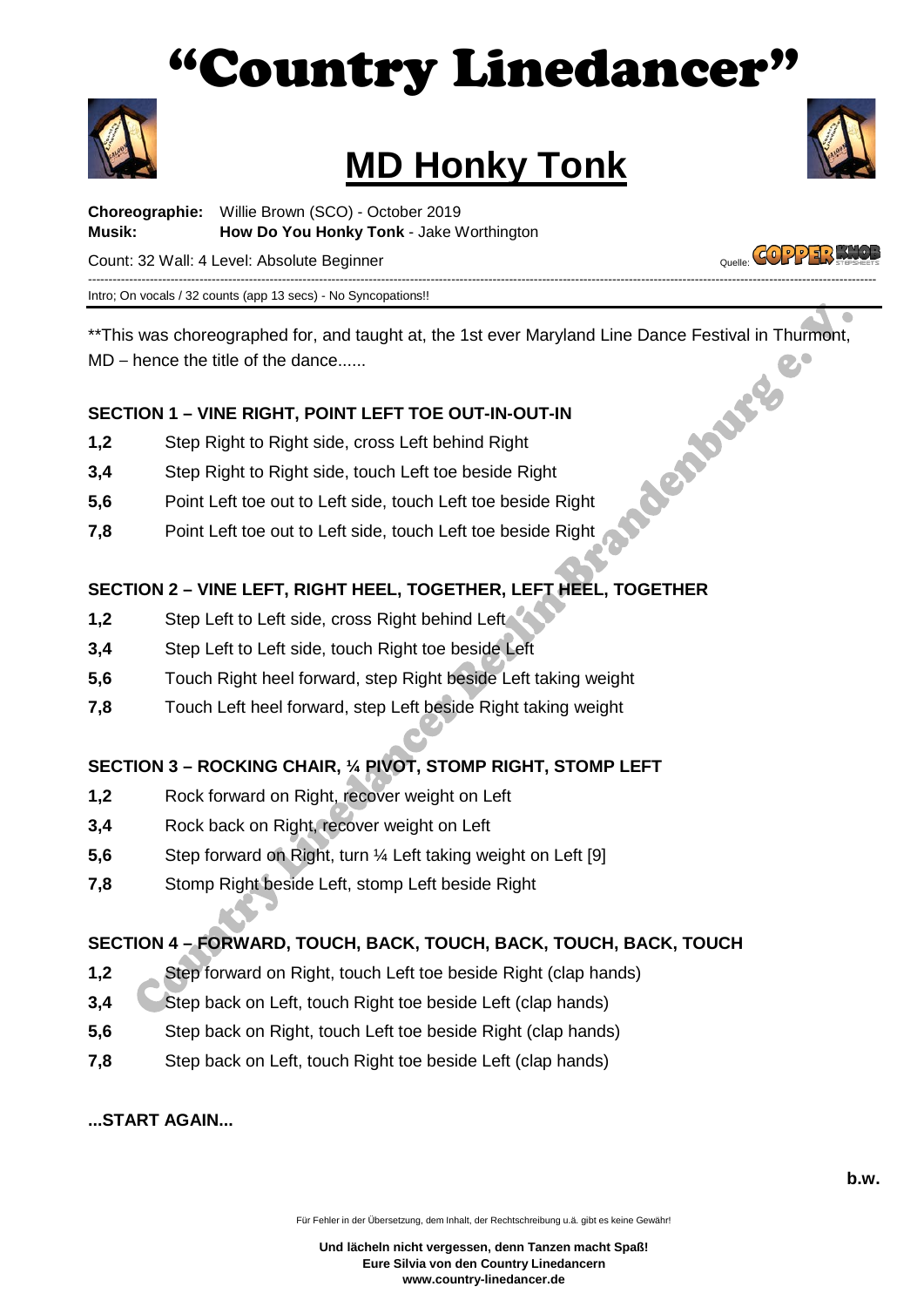# "Country Linedancer"

## MD Honky Tonk

**Choreographie:** Willie Brown (SCO) - October 2019
**Musik:** **How Do You Honky Tonk** - Jake Worthington

Count: 32 Wall: 4 Level: Absolute Beginner

Quelle: COPPER KNOB

Intro; On vocals / 32 counts (app 13 secs) - No Syncopations!!

**This was choreographed for, and taught at, the 1st ever Maryland Line Dance Festival in Thurmont, MD – hence the title of the dance......

### SECTION 1 – VINE RIGHT, POINT LEFT TOE OUT-IN-OUT-IN

**1,2** Step Right to Right side, cross Left behind Right
**3,4** Step Right to Right side, touch Left toe beside Right
**5,6** Point Left toe out to Left side, touch Left toe beside Right
**7,8** Point Left toe out to Left side, touch Left toe beside Right

### SECTION 2 – VINE LEFT, RIGHT HEEL, TOGETHER, LEFT HEEL, TOGETHER

**1,2** Step Left to Left side, cross Right behind Left
**3,4** Step Left to Left side, touch Right toe beside Left
**5,6** Touch Right heel forward, step Right beside Left taking weight
**7,8** Touch Left heel forward, step Left beside Right taking weight

### SECTION 3 – ROCKING CHAIR, ¼ PIVOT, STOMP RIGHT, STOMP LEFT

**1,2** Rock forward on Right, recover weight on Left
**3,4** Rock back on Right, recover weight on Left
**5,6** Step forward on Right, turn ¼ Left taking weight on Left [9]
**7,8** Stomp Right beside Left, stomp Left beside Right

### SECTION 4 – FORWARD, TOUCH, BACK, TOUCH, BACK, TOUCH, BACK, TOUCH

**1,2** Step forward on Right, touch Left toe beside Right (clap hands)
**3,4** Step back on Left, touch Right toe beside Left (clap hands)
**5,6** Step back on Right, touch Left toe beside Right (clap hands)
**7,8** Step back on Left, touch Right toe beside Left (clap hands)

**...START AGAIN...**

**b.w.**

Für Fehler in der Übersetzung, dem Inhalt, der Rechtschreibung u.ä. gibt es keine Gewähr!

**Und lächeln nicht vergessen, denn Tanzen macht Spaß!**
**Eure Silvia von den Country Linedancern**
**www.country-linedancer.de**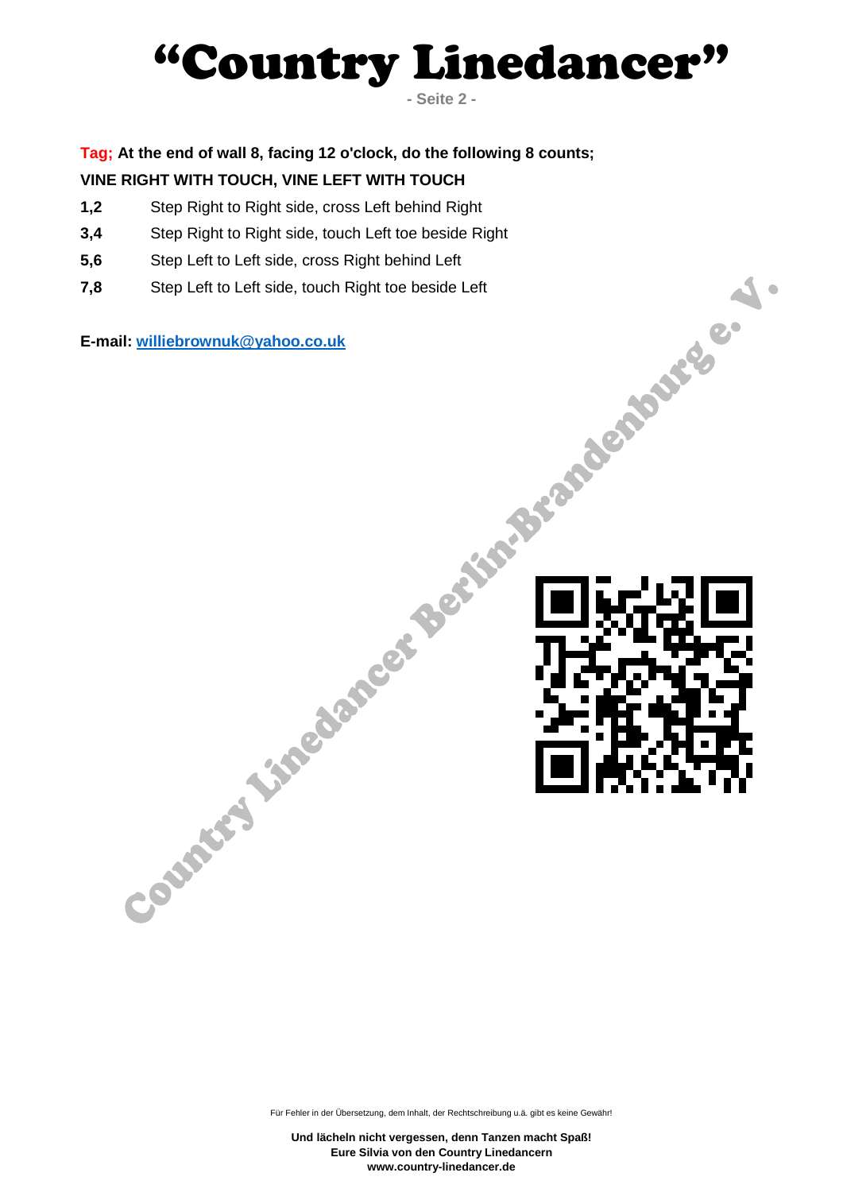**Tag; At the end of wall 8, facing 12 o'clock, do the following 8 counts;**

**VINE RIGHT WITH TOUCH, VINE LEFT WITH TOUCH**

| | |
|---|---|
| **1,2** | Step Right to Right side, cross Left behind Right |
| **3,4** | Step Right to Right side, touch Left toe beside Right |
| **5,6** | Step Left to Left side, cross Right behind Left |
| **7,8** | Step Left to Left side, touch Right toe beside Left |

**E-mail: williebrownuk@yahoo.co.uk**

Für Fehler in der Übersetzung, dem Inhalt, der Rechtschreibung u.ä. gibt es keine Gewähr!

**Und lächeln nicht vergessen, denn Tanzen macht Spaß!**
**Eure Silvia von den Country Linedancern**
**www.country-linedancer.de**